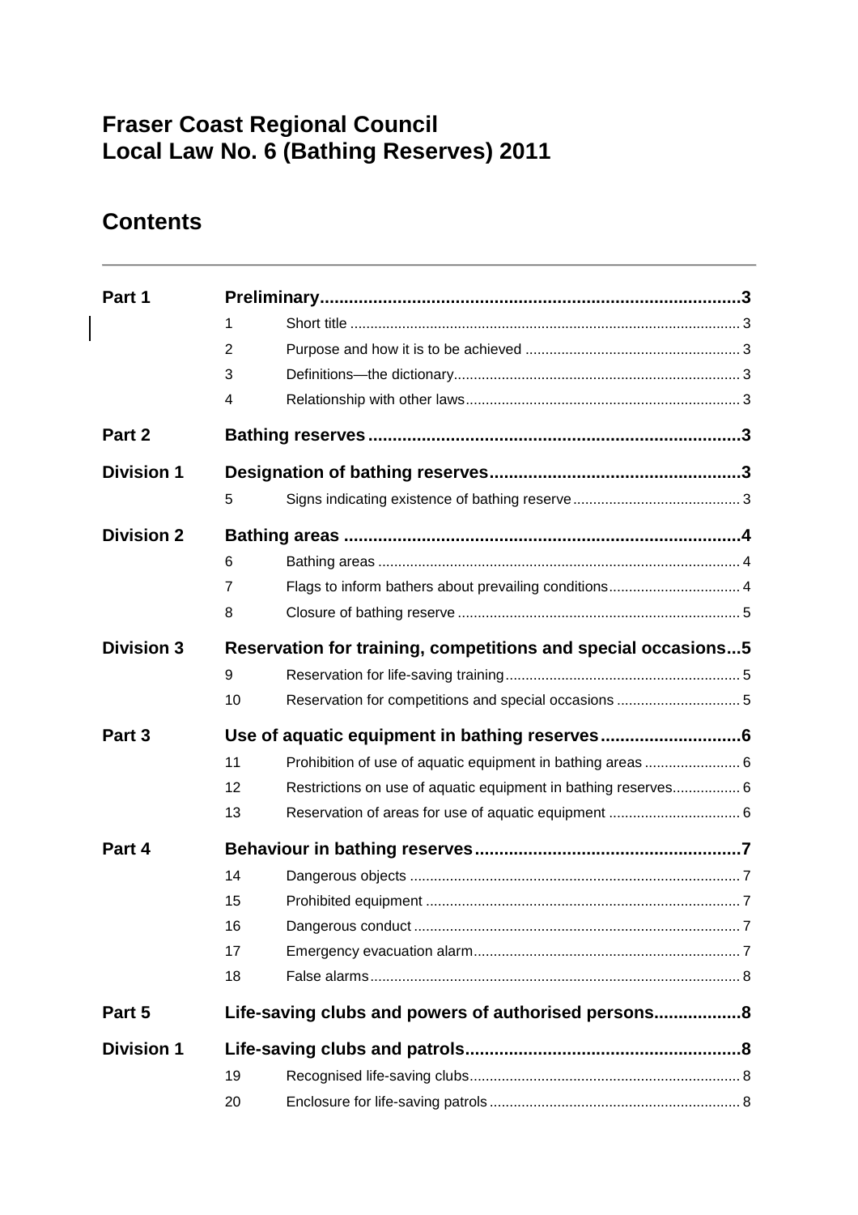# Fraser Coast Regional Council
# Local Law No. 6 (Bathing Reserves) 2011

## Contents

| | | | |
|---|---|---|---|
| **Part 1** | **Preliminary** | | **3** |
| | 1 | Short title | 3 |
| | 2 | Purpose and how it is to be achieved | 3 |
| | 3 | Definitions—the dictionary | 3 |
| | 4 | Relationship with other laws | 3 |
| **Part 2** | **Bathing reserves** | | **3** |
| **Division 1** | **Designation of bathing reserves** | | **3** |
| | 5 | Signs indicating existence of bathing reserve | 3 |
| **Division 2** | **Bathing areas** | | **4** |
| | 6 | Bathing areas | 4 |
| | 7 | Flags to inform bathers about prevailing conditions | 4 |
| | 8 | Closure of bathing reserve | 5 |
| **Division 3** | **Reservation for training, competitions and special occasions** | | **5** |
| | 9 | Reservation for life-saving training | 5 |
| | 10 | Reservation for competitions and special occasions | 5 |
| **Part 3** | **Use of aquatic equipment in bathing reserves** | | **6** |
| | 11 | Prohibition of use of aquatic equipment in bathing areas | 6 |
| | 12 | Restrictions on use of aquatic equipment in bathing reserves | 6 |
| | 13 | Reservation of areas for use of aquatic equipment | 6 |
| **Part 4** | **Behaviour in bathing reserves** | | **7** |
| | 14 | Dangerous objects | 7 |
| | 15 | Prohibited equipment | 7 |
| | 16 | Dangerous conduct | 7 |
| | 17 | Emergency evacuation alarm | 7 |
| | 18 | False alarms | 8 |
| **Part 5** | **Life-saving clubs and powers of authorised persons** | | **8** |
| **Division 1** | **Life-saving clubs and patrols** | | **8** |
| | 19 | Recognised life-saving clubs | 8 |
| | 20 | Enclosure for life-saving patrols | 8 |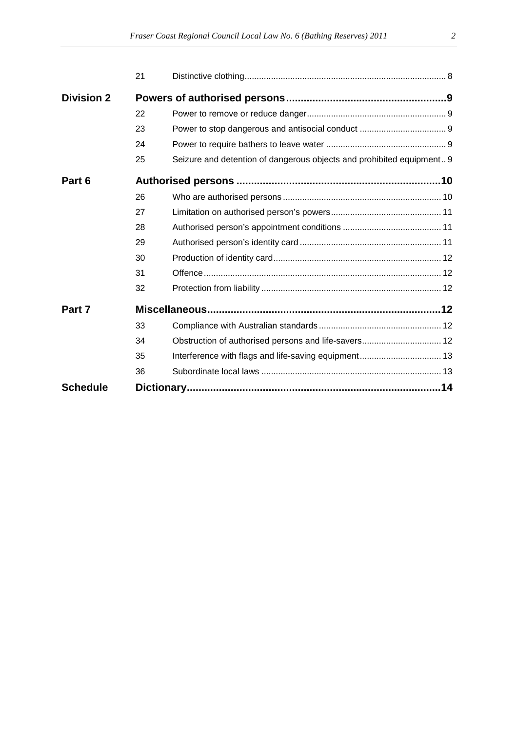| | | | |
|---|---|---|---|
| | 21 | Distinctive clothing | 8 |
| **Division 2** | **Powers of authorised persons** | | **9** |
| | 22 | Power to remove or reduce danger | 9 |
| | 23 | Power to stop dangerous and antisocial conduct | 9 |
| | 24 | Power to require bathers to leave water | 9 |
| | 25 | Seizure and detention of dangerous objects and prohibited equipment | 9 |
| **Part 6** | **Authorised persons** | | **10** |
| | 26 | Who are authorised persons | 10 |
| | 27 | Limitation on authorised person's powers | 11 |
| | 28 | Authorised person's appointment conditions | 11 |
| | 29 | Authorised person's identity card | 11 |
| | 30 | Production of identity card | 12 |
| | 31 | Offence | 12 |
| | 32 | Protection from liability | 12 |
| **Part 7** | **Miscellaneous** | | **12** |
| | 33 | Compliance with Australian standards | 12 |
| | 34 | Obstruction of authorised persons and life-savers | 12 |
| | 35 | Interference with flags and life-saving equipment | 13 |
| | 36 | Subordinate local laws | 13 |
| **Schedule** | **Dictionary** | | **14** |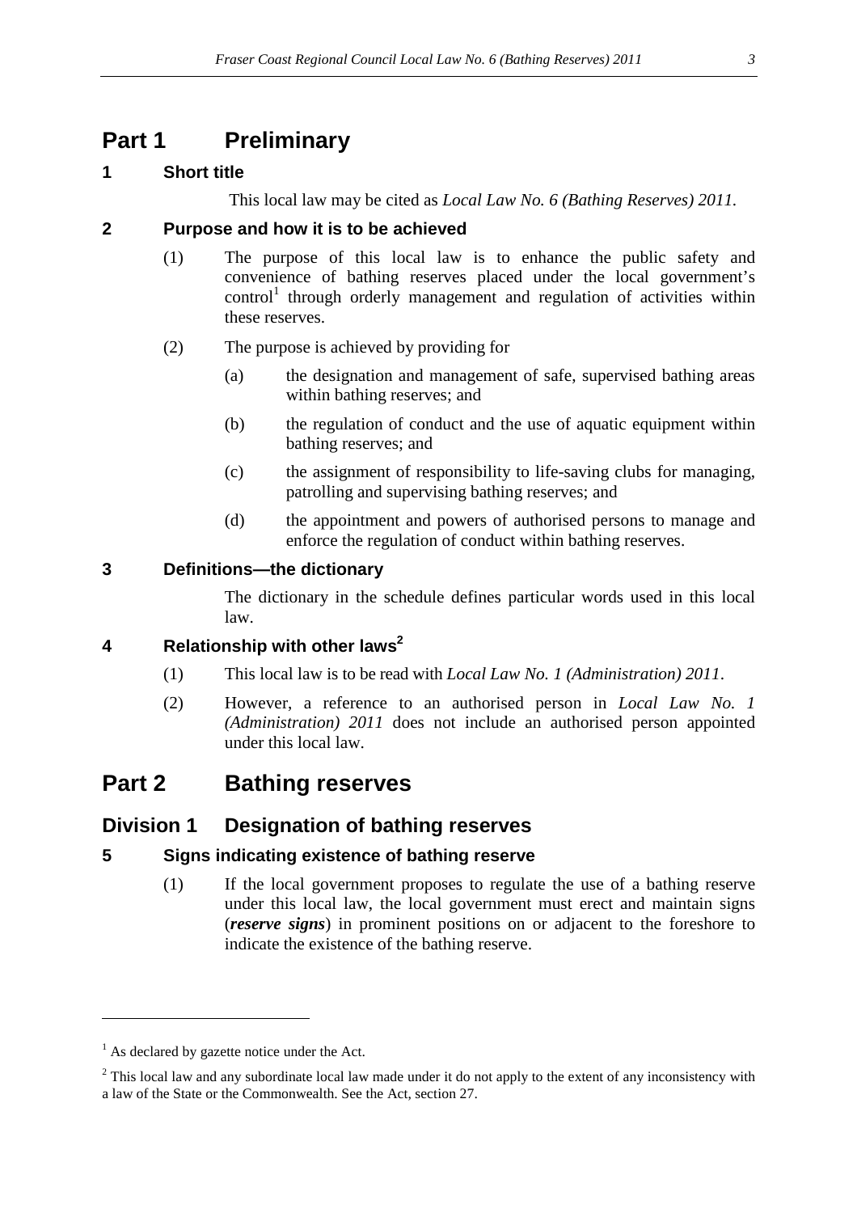# Part 1 Preliminary

## 1 Short title

This local law may be cited as *Local Law No. 6 (Bathing Reserves) 2011*.

## 2 Purpose and how it is to be achieved

(1) The purpose of this local law is to enhance the public safety and convenience of bathing reserves placed under the local government's control[1] through orderly management and regulation of activities within these reserves.

(2) The purpose is achieved by providing for

(a) the designation and management of safe, supervised bathing areas within bathing reserves; and

(b) the regulation of conduct and the use of aquatic equipment within bathing reserves; and

(c) the assignment of responsibility to life-saving clubs for managing, patrolling and supervising bathing reserves; and

(d) the appointment and powers of authorised persons to manage and enforce the regulation of conduct within bathing reserves.

## 3 Definitions—the dictionary

The dictionary in the schedule defines particular words used in this local law.

## 4 Relationship with other laws[2]

(1) This local law is to be read with *Local Law No. 1 (Administration) 2011*.

(2) However, a reference to an authorised person in *Local Law No. 1 (Administration) 2011* does not include an authorised person appointed under this local law.

# Part 2 Bathing reserves

## Division 1 Designation of bathing reserves

## 5 Signs indicating existence of bathing reserve

(1) If the local government proposes to regulate the use of a bathing reserve under this local law, the local government must erect and maintain signs (***reserve signs***) in prominent positions on or adjacent to the foreshore to indicate the existence of the bathing reserve.

---

[1] As declared by gazette notice under the Act.

[2] This local law and any subordinate local law made under it do not apply to the extent of any inconsistency with a law of the State or the Commonwealth. See the Act, section 27.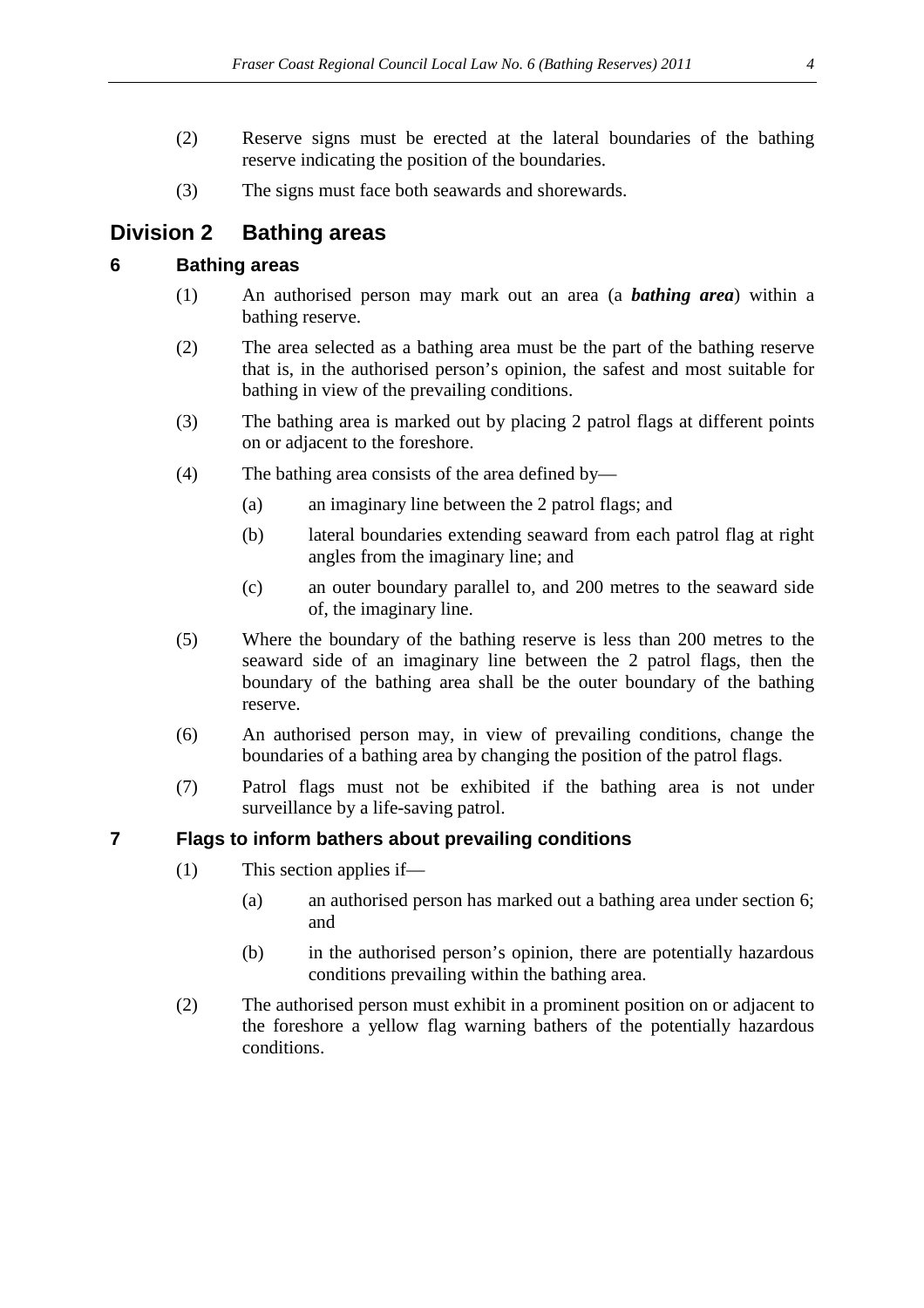(2) Reserve signs must be erected at the lateral boundaries of the bathing reserve indicating the position of the boundaries.

(3) The signs must face both seawards and shorewards.

## Division 2 Bathing areas

### 6 Bathing areas

(1) An authorised person may mark out an area (a ***bathing area***) within a bathing reserve.

(2) The area selected as a bathing area must be the part of the bathing reserve that is, in the authorised person's opinion, the safest and most suitable for bathing in view of the prevailing conditions.

(3) The bathing area is marked out by placing 2 patrol flags at different points on or adjacent to the foreshore.

(4) The bathing area consists of the area defined by—

- (a) an imaginary line between the 2 patrol flags; and
- (b) lateral boundaries extending seaward from each patrol flag at right angles from the imaginary line; and
- (c) an outer boundary parallel to, and 200 metres to the seaward side of, the imaginary line.

(5) Where the boundary of the bathing reserve is less than 200 metres to the seaward side of an imaginary line between the 2 patrol flags, then the boundary of the bathing area shall be the outer boundary of the bathing reserve.

(6) An authorised person may, in view of prevailing conditions, change the boundaries of a bathing area by changing the position of the patrol flags.

(7) Patrol flags must not be exhibited if the bathing area is not under surveillance by a life-saving patrol.

### 7 Flags to inform bathers about prevailing conditions

(1) This section applies if—

- (a) an authorised person has marked out a bathing area under section 6; and
- (b) in the authorised person's opinion, there are potentially hazardous conditions prevailing within the bathing area.

(2) The authorised person must exhibit in a prominent position on or adjacent to the foreshore a yellow flag warning bathers of the potentially hazardous conditions.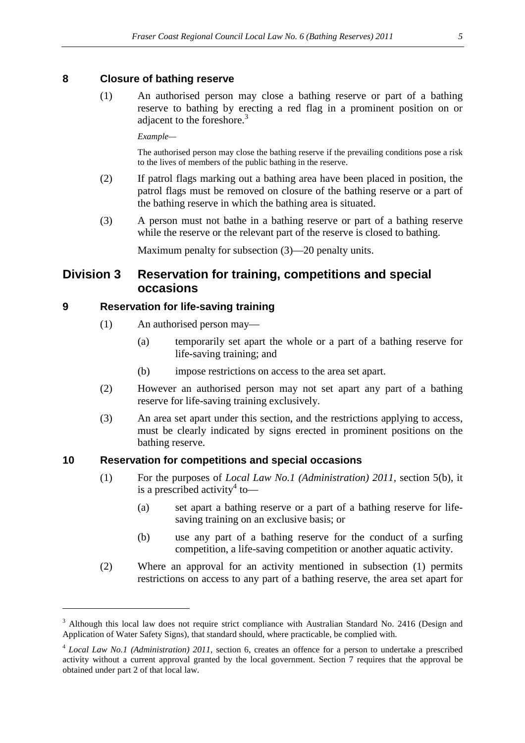### 8 Closure of bathing reserve

(1) An authorised person may close a bathing reserve or part of a bathing reserve to bathing by erecting a red flag in a prominent position on or adjacent to the foreshore.[3]

*Example—*

The authorised person may close the bathing reserve if the prevailing conditions pose a risk to the lives of members of the public bathing in the reserve.

(2) If patrol flags marking out a bathing area have been placed in position, the patrol flags must be removed on closure of the bathing reserve or a part of the bathing reserve in which the bathing area is situated.

(3) A person must not bathe in a bathing reserve or part of a bathing reserve while the reserve or the relevant part of the reserve is closed to bathing.

Maximum penalty for subsection (3)—20 penalty units.

## Division 3 Reservation for training, competitions and special occasions

### 9 Reservation for life-saving training

(1) An authorised person may—

(a) temporarily set apart the whole or a part of a bathing reserve for life-saving training; and

(b) impose restrictions on access to the area set apart.

(2) However an authorised person may not set apart any part of a bathing reserve for life-saving training exclusively.

(3) An area set apart under this section, and the restrictions applying to access, must be clearly indicated by signs erected in prominent positions on the bathing reserve.

### 10 Reservation for competitions and special occasions

(1) For the purposes of *Local Law No.1 (Administration) 2011*, section 5(b), it is a prescribed activity[4] to—

(a) set apart a bathing reserve or a part of a bathing reserve for life-saving training on an exclusive basis; or

(b) use any part of a bathing reserve for the conduct of a surfing competition, a life-saving competition or another aquatic activity.

(2) Where an approval for an activity mentioned in subsection (1) permits restrictions on access to any part of a bathing reserve, the area set apart for

---

[3] Although this local law does not require strict compliance with Australian Standard No. 2416 (Design and Application of Water Safety Signs), that standard should, where practicable, be complied with.

[4] *Local Law No.1 (Administration) 2011*, section 6, creates an offence for a person to undertake a prescribed activity without a current approval granted by the local government. Section 7 requires that the approval be obtained under part 2 of that local law.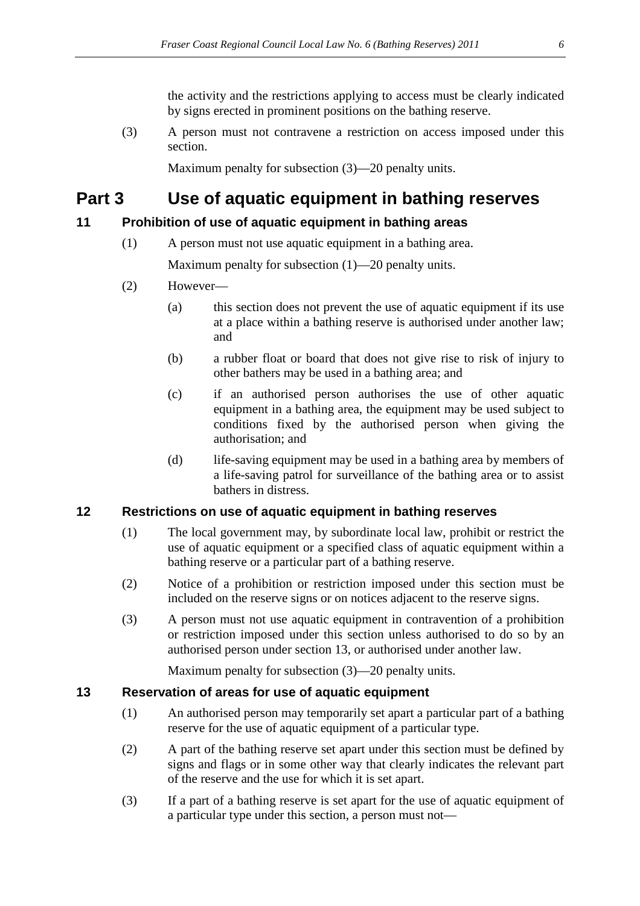the activity and the restrictions applying to access must be clearly indicated by signs erected in prominent positions on the bathing reserve.

(3) A person must not contravene a restriction on access imposed under this section.

Maximum penalty for subsection (3)—20 penalty units.

# Part 3 Use of aquatic equipment in bathing reserves

### 11 Prohibition of use of aquatic equipment in bathing areas

(1) A person must not use aquatic equipment in a bathing area.

Maximum penalty for subsection (1)—20 penalty units.

(2) However—

(a) this section does not prevent the use of aquatic equipment if its use at a place within a bathing reserve is authorised under another law; and

(b) a rubber float or board that does not give rise to risk of injury to other bathers may be used in a bathing area; and

(c) if an authorised person authorises the use of other aquatic equipment in a bathing area, the equipment may be used subject to conditions fixed by the authorised person when giving the authorisation; and

(d) life-saving equipment may be used in a bathing area by members of a life-saving patrol for surveillance of the bathing area or to assist bathers in distress.

### 12 Restrictions on use of aquatic equipment in bathing reserves

(1) The local government may, by subordinate local law, prohibit or restrict the use of aquatic equipment or a specified class of aquatic equipment within a bathing reserve or a particular part of a bathing reserve.

(2) Notice of a prohibition or restriction imposed under this section must be included on the reserve signs or on notices adjacent to the reserve signs.

(3) A person must not use aquatic equipment in contravention of a prohibition or restriction imposed under this section unless authorised to do so by an authorised person under section 13, or authorised under another law.

Maximum penalty for subsection (3)—20 penalty units.

### 13 Reservation of areas for use of aquatic equipment

(1) An authorised person may temporarily set apart a particular part of a bathing reserve for the use of aquatic equipment of a particular type.

(2) A part of the bathing reserve set apart under this section must be defined by signs and flags or in some other way that clearly indicates the relevant part of the reserve and the use for which it is set apart.

(3) If a part of a bathing reserve is set apart for the use of aquatic equipment of a particular type under this section, a person must not—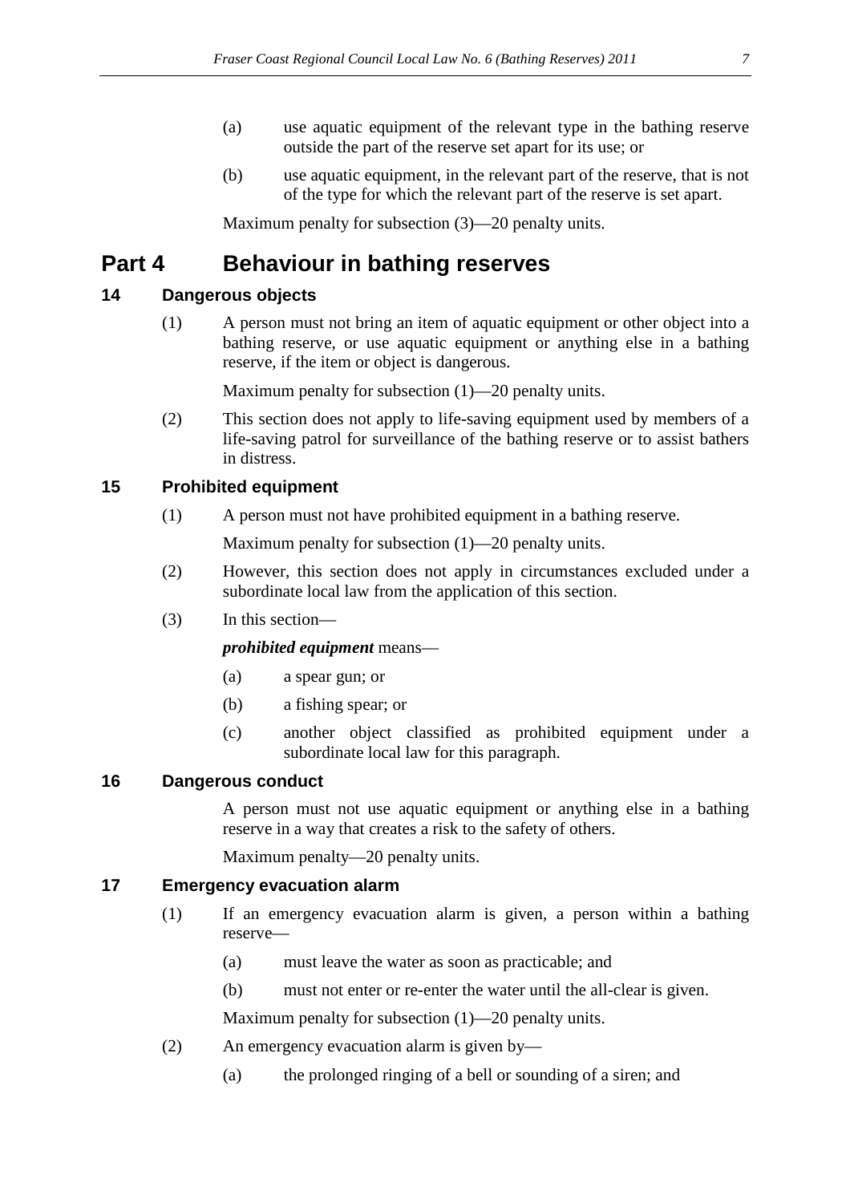(a) use aquatic equipment of the relevant type in the bathing reserve outside the part of the reserve set apart for its use; or

(b) use aquatic equipment, in the relevant part of the reserve, that is not of the type for which the relevant part of the reserve is set apart.

Maximum penalty for subsection (3)—20 penalty units.

# Part 4 Behaviour in bathing reserves

## 14 Dangerous objects

(1) A person must not bring an item of aquatic equipment or other object into a bathing reserve, or use aquatic equipment or anything else in a bathing reserve, if the item or object is dangerous.

Maximum penalty for subsection (1)—20 penalty units.

(2) This section does not apply to life-saving equipment used by members of a life-saving patrol for surveillance of the bathing reserve or to assist bathers in distress.

## 15 Prohibited equipment

(1) A person must not have prohibited equipment in a bathing reserve.

Maximum penalty for subsection (1)—20 penalty units.

(2) However, this section does not apply in circumstances excluded under a subordinate local law from the application of this section.

(3) In this section—

***prohibited equipment*** means—

(a) a spear gun; or

(b) a fishing spear; or

(c) another object classified as prohibited equipment under a subordinate local law for this paragraph.

## 16 Dangerous conduct

A person must not use aquatic equipment or anything else in a bathing reserve in a way that creates a risk to the safety of others.

Maximum penalty—20 penalty units.

## 17 Emergency evacuation alarm

(1) If an emergency evacuation alarm is given, a person within a bathing reserve—

(a) must leave the water as soon as practicable; and

(b) must not enter or re-enter the water until the all-clear is given.

Maximum penalty for subsection (1)—20 penalty units.

(2) An emergency evacuation alarm is given by—

(a) the prolonged ringing of a bell or sounding of a siren; and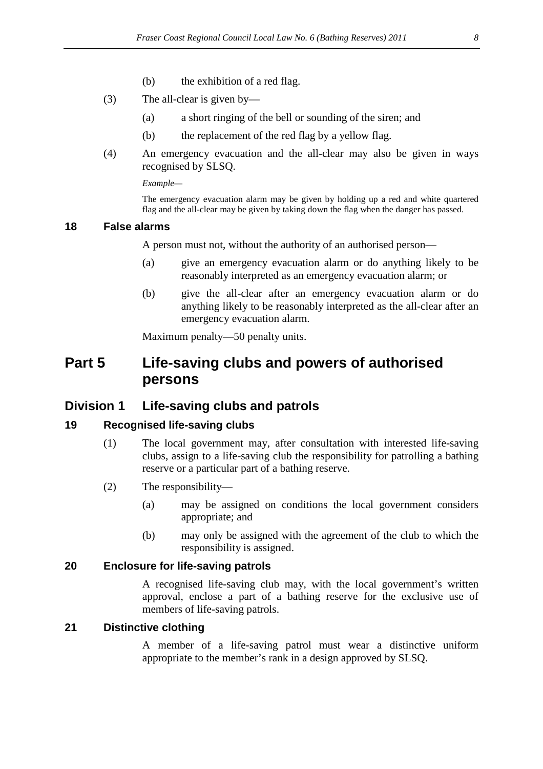(b) the exhibition of a red flag.

(3) The all-clear is given by—

(a) a short ringing of the bell or sounding of the siren; and

(b) the replacement of the red flag by a yellow flag.

(4) An emergency evacuation and the all-clear may also be given in ways recognised by SLSQ.

*Example—*

The emergency evacuation alarm may be given by holding up a red and white quartered flag and the all-clear may be given by taking down the flag when the danger has passed.

### 18 False alarms

A person must not, without the authority of an authorised person—

(a) give an emergency evacuation alarm or do anything likely to be reasonably interpreted as an emergency evacuation alarm; or

(b) give the all-clear after an emergency evacuation alarm or do anything likely to be reasonably interpreted as the all-clear after an emergency evacuation alarm.

Maximum penalty—50 penalty units.

# Part 5 Life-saving clubs and powers of authorised persons

## Division 1 Life-saving clubs and patrols

### 19 Recognised life-saving clubs

(1) The local government may, after consultation with interested life-saving clubs, assign to a life-saving club the responsibility for patrolling a bathing reserve or a particular part of a bathing reserve.

(2) The responsibility—

(a) may be assigned on conditions the local government considers appropriate; and

(b) may only be assigned with the agreement of the club to which the responsibility is assigned.

### 20 Enclosure for life-saving patrols

A recognised life-saving club may, with the local government's written approval, enclose a part of a bathing reserve for the exclusive use of members of life-saving patrols.

### 21 Distinctive clothing

A member of a life-saving patrol must wear a distinctive uniform appropriate to the member's rank in a design approved by SLSQ.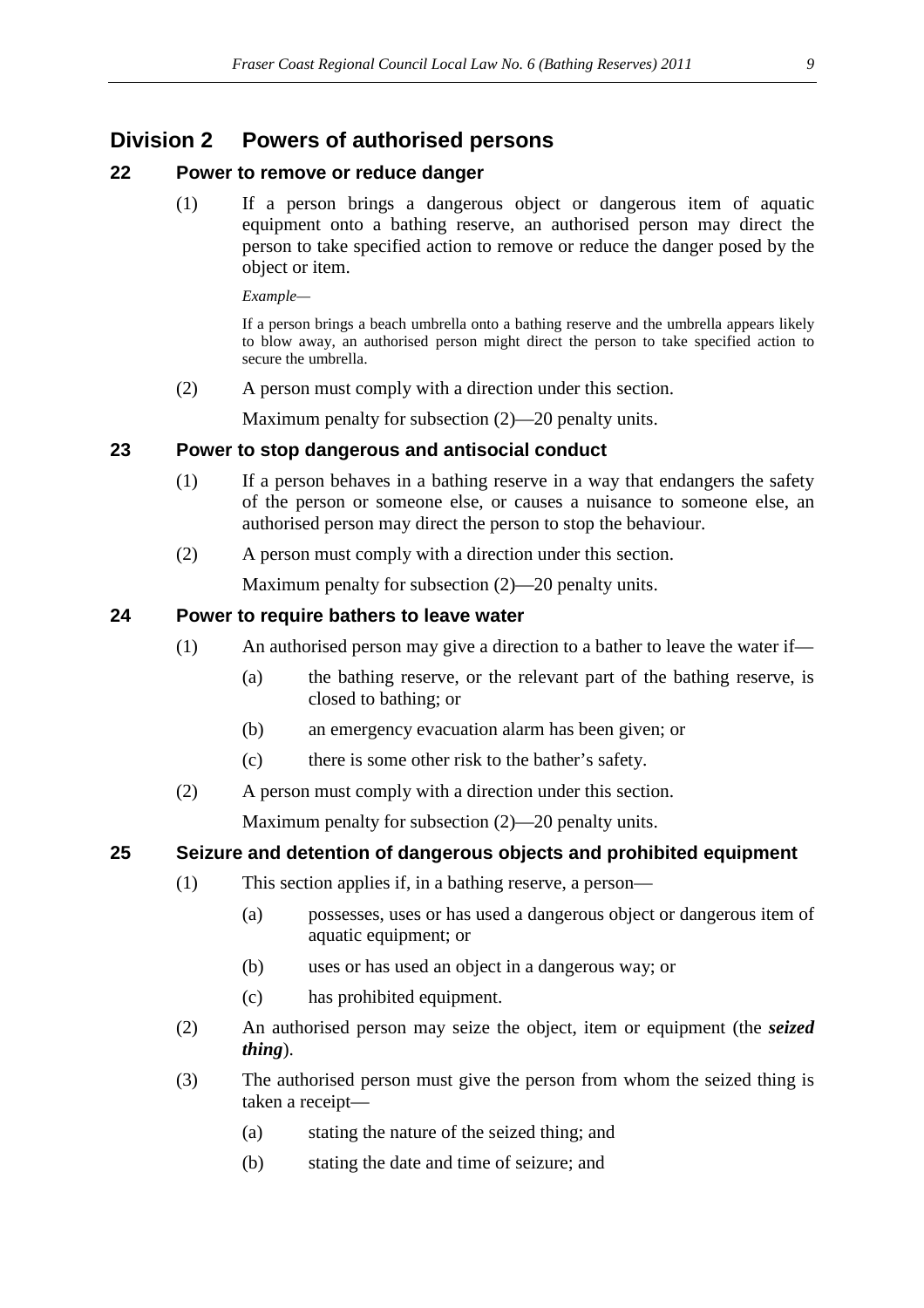## Division 2 Powers of authorised persons

### 22 Power to remove or reduce danger

(1) If a person brings a dangerous object or dangerous item of aquatic equipment onto a bathing reserve, an authorised person may direct the person to take specified action to remove or reduce the danger posed by the object or item.

*Example—*

If a person brings a beach umbrella onto a bathing reserve and the umbrella appears likely to blow away, an authorised person might direct the person to take specified action to secure the umbrella.

(2) A person must comply with a direction under this section.

Maximum penalty for subsection (2)—20 penalty units.

### 23 Power to stop dangerous and antisocial conduct

(1) If a person behaves in a bathing reserve in a way that endangers the safety of the person or someone else, or causes a nuisance to someone else, an authorised person may direct the person to stop the behaviour.

(2) A person must comply with a direction under this section.

Maximum penalty for subsection (2)—20 penalty units.

### 24 Power to require bathers to leave water

(1) An authorised person may give a direction to a bather to leave the water if—

(a) the bathing reserve, or the relevant part of the bathing reserve, is closed to bathing; or

(b) an emergency evacuation alarm has been given; or

(c) there is some other risk to the bather's safety.

(2) A person must comply with a direction under this section.

Maximum penalty for subsection (2)—20 penalty units.

### 25 Seizure and detention of dangerous objects and prohibited equipment

(1) This section applies if, in a bathing reserve, a person—

(a) possesses, uses or has used a dangerous object or dangerous item of aquatic equipment; or

(b) uses or has used an object in a dangerous way; or

(c) has prohibited equipment.

(2) An authorised person may seize the object, item or equipment (the ***seized thing***).

(3) The authorised person must give the person from whom the seized thing is taken a receipt—

(a) stating the nature of the seized thing; and

(b) stating the date and time of seizure; and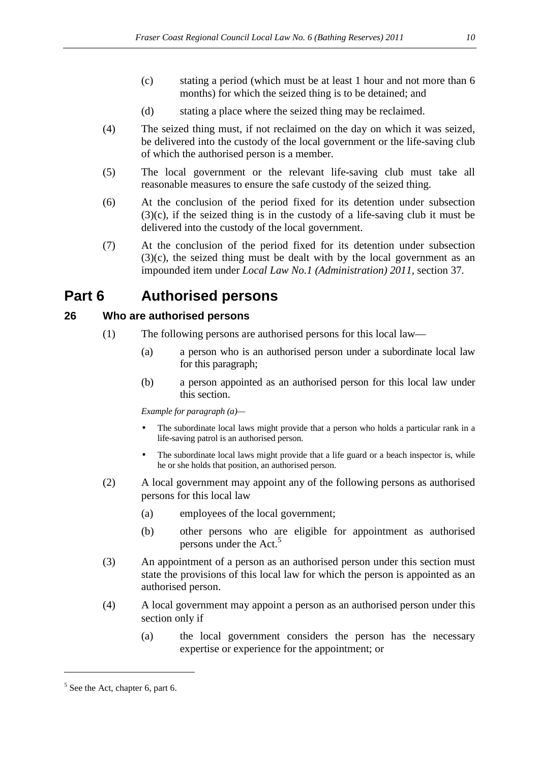(c) stating a period (which must be at least 1 hour and not more than 6 months) for which the seized thing is to be detained; and

(d) stating a place where the seized thing may be reclaimed.

(4) The seized thing must, if not reclaimed on the day on which it was seized, be delivered into the custody of the local government or the life-saving club of which the authorised person is a member.

(5) The local government or the relevant life-saving club must take all reasonable measures to ensure the safe custody of the seized thing.

(6) At the conclusion of the period fixed for its detention under subsection (3)(c), if the seized thing is in the custody of a life-saving club it must be delivered into the custody of the local government.

(7) At the conclusion of the period fixed for its detention under subsection (3)(c), the seized thing must be dealt with by the local government as an impounded item under *Local Law No.1 (Administration) 2011*, section 37.

# Part 6 Authorised persons

## 26 Who are authorised persons

(1) The following persons are authorised persons for this local law—

(a) a person who is an authorised person under a subordinate local law for this paragraph;

(b) a person appointed as an authorised person for this local law under this section.

*Example for paragraph (a)—*

- The subordinate local laws might provide that a person who holds a particular rank in a life-saving patrol is an authorised person.
- The subordinate local laws might provide that a life guard or a beach inspector is, while he or she holds that position, an authorised person.

(2) A local government may appoint any of the following persons as authorised persons for this local law

(a) employees of the local government;

(b) other persons who are eligible for appointment as authorised persons under the Act.[5]

(3) An appointment of a person as an authorised person under this section must state the provisions of this local law for which the person is appointed as an authorised person.

(4) A local government may appoint a person as an authorised person under this section only if

(a) the local government considers the person has the necessary expertise or experience for the appointment; or

[5] See the Act, chapter 6, part 6.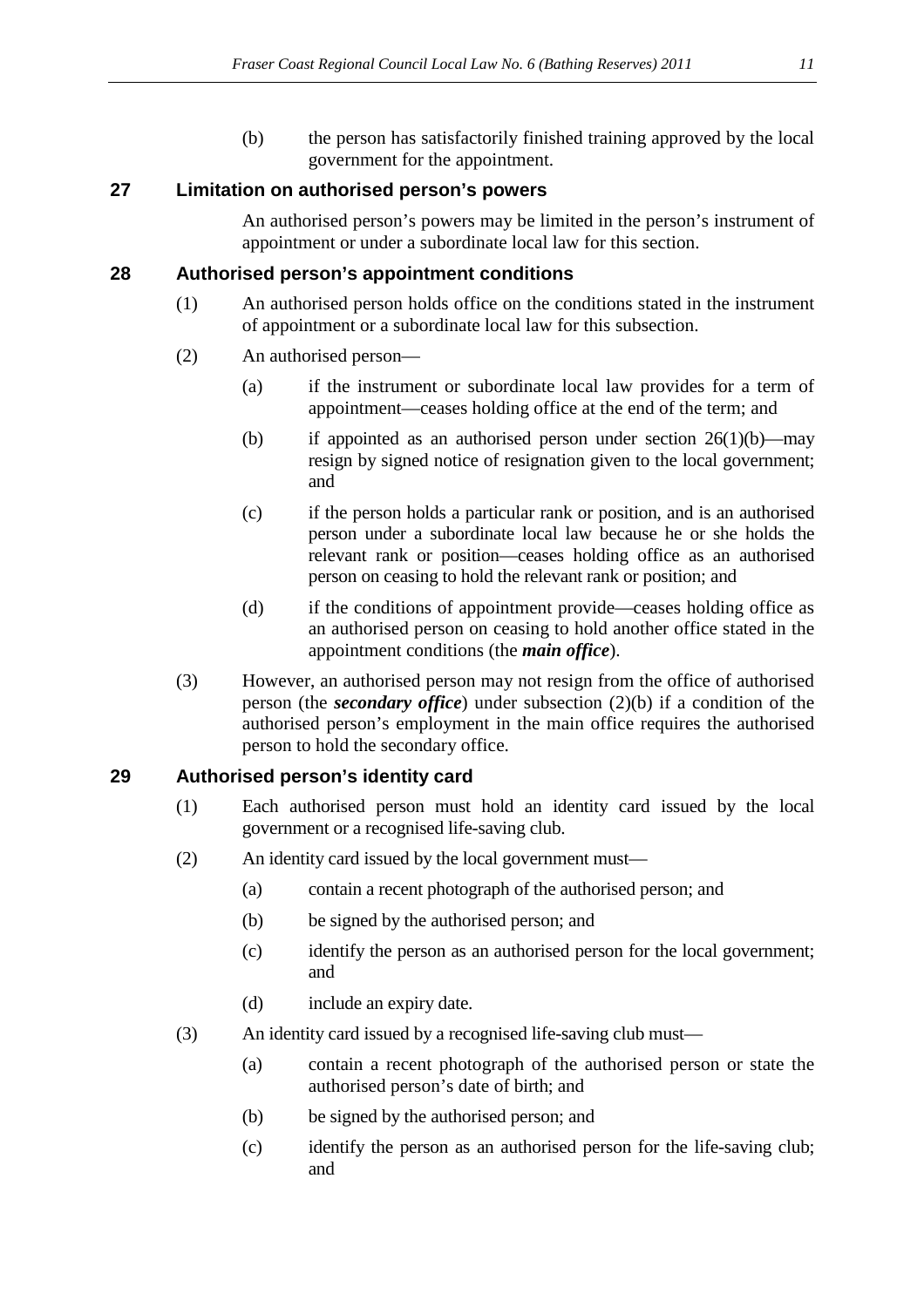(b) the person has satisfactorily finished training approved by the local government for the appointment.

### 27 Limitation on authorised person's powers

An authorised person's powers may be limited in the person's instrument of appointment or under a subordinate local law for this section.

### 28 Authorised person's appointment conditions

(1) An authorised person holds office on the conditions stated in the instrument of appointment or a subordinate local law for this subsection.

(2) An authorised person—

(a) if the instrument or subordinate local law provides for a term of appointment—ceases holding office at the end of the term; and

(b) if appointed as an authorised person under section 26(1)(b)—may resign by signed notice of resignation given to the local government; and

(c) if the person holds a particular rank or position, and is an authorised person under a subordinate local law because he or she holds the relevant rank or position—ceases holding office as an authorised person on ceasing to hold the relevant rank or position; and

(d) if the conditions of appointment provide—ceases holding office as an authorised person on ceasing to hold another office stated in the appointment conditions (the ***main office***).

(3) However, an authorised person may not resign from the office of authorised person (the ***secondary office***) under subsection (2)(b) if a condition of the authorised person's employment in the main office requires the authorised person to hold the secondary office.

### 29 Authorised person's identity card

(1) Each authorised person must hold an identity card issued by the local government or a recognised life-saving club.

(2) An identity card issued by the local government must—

(a) contain a recent photograph of the authorised person; and

(b) be signed by the authorised person; and

(c) identify the person as an authorised person for the local government; and

(d) include an expiry date.

(3) An identity card issued by a recognised life-saving club must—

(a) contain a recent photograph of the authorised person or state the authorised person's date of birth; and

(b) be signed by the authorised person; and

(c) identify the person as an authorised person for the life-saving club; and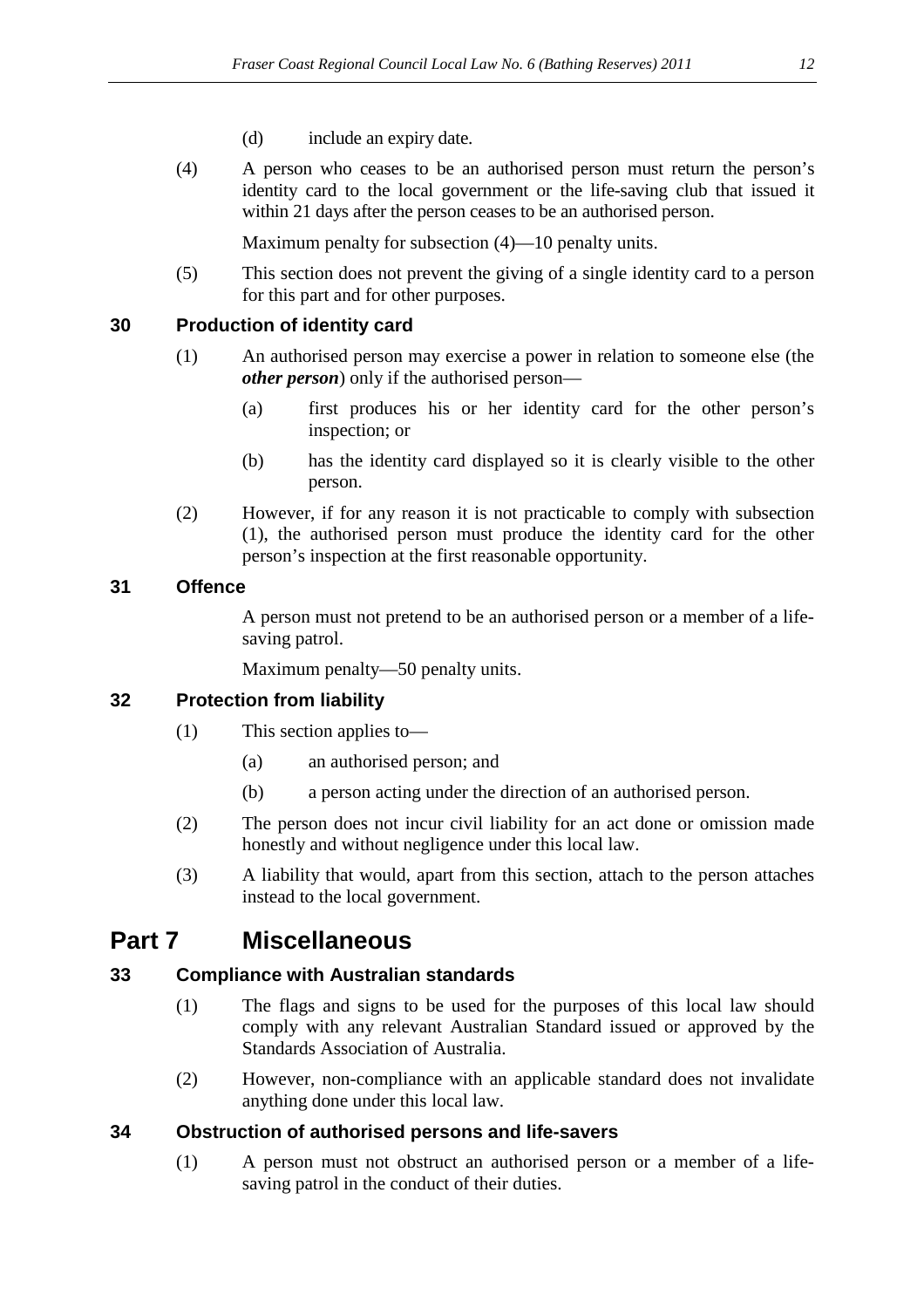(d) include an expiry date.

(4) A person who ceases to be an authorised person must return the person's identity card to the local government or the life-saving club that issued it within 21 days after the person ceases to be an authorised person.

Maximum penalty for subsection (4)—10 penalty units.

(5) This section does not prevent the giving of a single identity card to a person for this part and for other purposes.

### 30 Production of identity card

(1) An authorised person may exercise a power in relation to someone else (the ***other person***) only if the authorised person—

(a) first produces his or her identity card for the other person's inspection; or

(b) has the identity card displayed so it is clearly visible to the other person.

(2) However, if for any reason it is not practicable to comply with subsection (1), the authorised person must produce the identity card for the other person's inspection at the first reasonable opportunity.

### 31 Offence

A person must not pretend to be an authorised person or a member of a life-saving patrol.

Maximum penalty—50 penalty units.

### 32 Protection from liability

(1) This section applies to—

(a) an authorised person; and

(b) a person acting under the direction of an authorised person.

(2) The person does not incur civil liability for an act done or omission made honestly and without negligence under this local law.

(3) A liability that would, apart from this section, attach to the person attaches instead to the local government.

## Part 7 Miscellaneous

### 33 Compliance with Australian standards

(1) The flags and signs to be used for the purposes of this local law should comply with any relevant Australian Standard issued or approved by the Standards Association of Australia.

(2) However, non-compliance with an applicable standard does not invalidate anything done under this local law.

### 34 Obstruction of authorised persons and life-savers

(1) A person must not obstruct an authorised person or a member of a life-saving patrol in the conduct of their duties.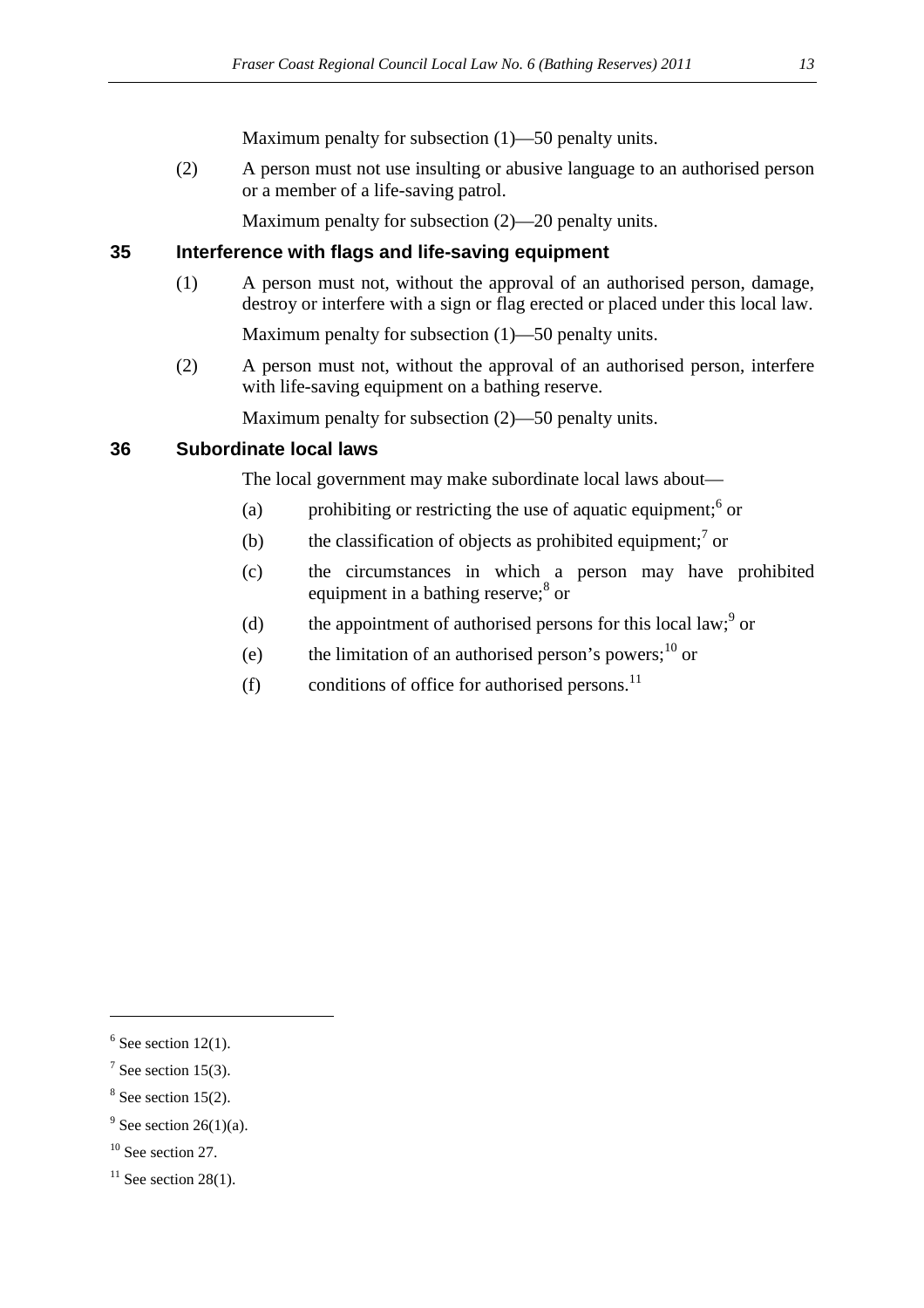Maximum penalty for subsection (1)—50 penalty units.

(2) A person must not use insulting or abusive language to an authorised person or a member of a life-saving patrol.

Maximum penalty for subsection (2)—20 penalty units.

## 35 Interference with flags and life-saving equipment

(1) A person must not, without the approval of an authorised person, damage, destroy or interfere with a sign or flag erected or placed under this local law.

Maximum penalty for subsection (1)—50 penalty units.

(2) A person must not, without the approval of an authorised person, interfere with life-saving equipment on a bathing reserve.

Maximum penalty for subsection (2)—50 penalty units.

## 36 Subordinate local laws

The local government may make subordinate local laws about—

(a) prohibiting or restricting the use of aquatic equipment;[6] or

(b) the classification of objects as prohibited equipment;[7] or

(c) the circumstances in which a person may have prohibited equipment in a bathing reserve;[8] or

(d) the appointment of authorised persons for this local law;[9] or

(e) the limitation of an authorised person's powers;[10] or

(f) conditions of office for authorised persons.[11]

---

[6] See section 12(1).

[7] See section 15(3).

[8] See section 15(2).

[9] See section 26(1)(a).

[10] See section 27.

[11] See section 28(1).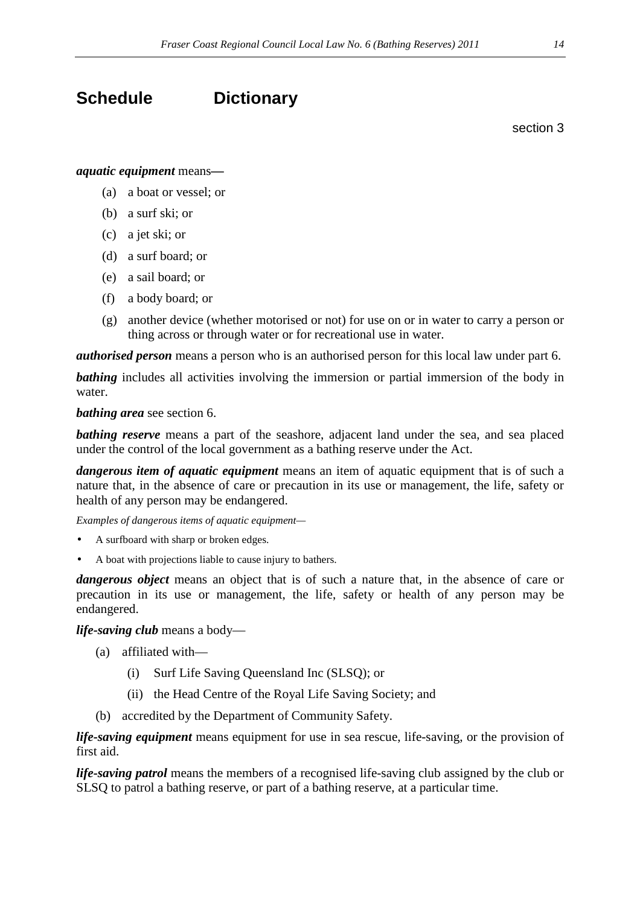# Schedule Dictionary

section 3

***aquatic equipment*** means—

(a) a boat or vessel; or

(b) a surf ski; or

(c) a jet ski; or

(d) a surf board; or

(e) a sail board; or

(f) a body board; or

(g) another device (whether motorised or not) for use on or in water to carry a person or thing across or through water or for recreational use in water.

***authorised person*** means a person who is an authorised person for this local law under part 6.

***bathing*** includes all activities involving the immersion or partial immersion of the body in water.

***bathing area*** see section 6.

***bathing reserve*** means a part of the seashore, adjacent land under the sea, and sea placed under the control of the local government as a bathing reserve under the Act.

***dangerous item of aquatic equipment*** means an item of aquatic equipment that is of such a nature that, in the absence of care or precaution in its use or management, the life, safety or health of any person may be endangered.

*Examples of dangerous items of aquatic equipment—*

- A surfboard with sharp or broken edges.
- A boat with projections liable to cause injury to bathers.

***dangerous object*** means an object that is of such a nature that, in the absence of care or precaution in its use or management, the life, safety or health of any person may be endangered.

***life-saving club*** means a body—

(a) affiliated with—

(i) Surf Life Saving Queensland Inc (SLSQ); or

(ii) the Head Centre of the Royal Life Saving Society; and

(b) accredited by the Department of Community Safety.

***life-saving equipment*** means equipment for use in sea rescue, life-saving, or the provision of first aid.

***life-saving patrol*** means the members of a recognised life-saving club assigned by the club or SLSQ to patrol a bathing reserve, or part of a bathing reserve, at a particular time.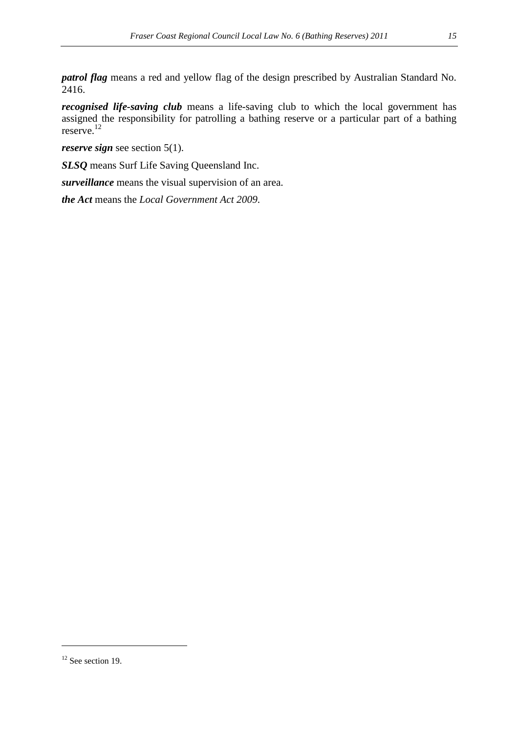***patrol flag*** means a red and yellow flag of the design prescribed by Australian Standard No. 2416.

***recognised life-saving club*** means a life-saving club to which the local government has assigned the responsibility for patrolling a bathing reserve or a particular part of a bathing reserve.[12]

***reserve sign*** see section 5(1).

***SLSQ*** means Surf Life Saving Queensland Inc.

***surveillance*** means the visual supervision of an area.

***the Act*** means the *Local Government Act 2009*.

---

[12] See section 19.